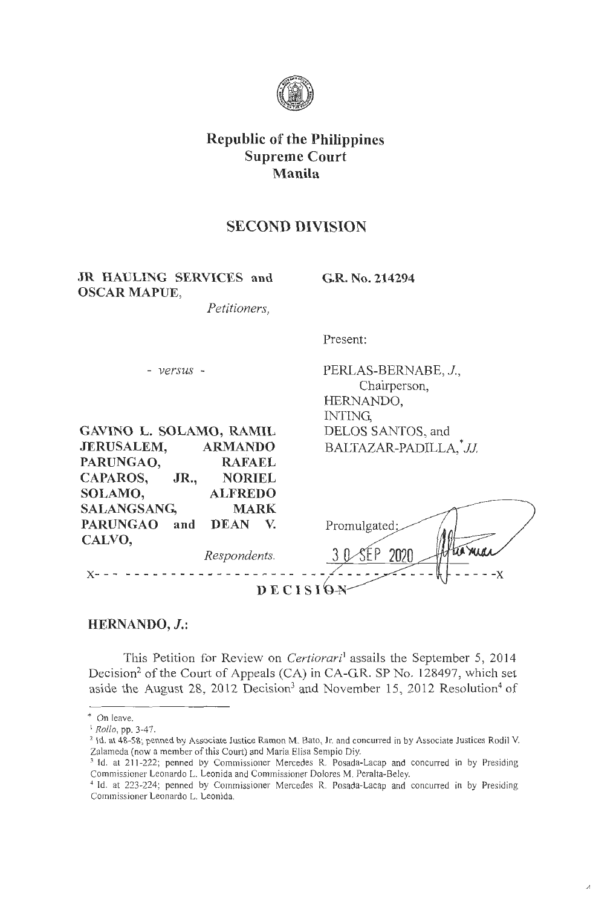# Republic of the Philippines
# Supreme Court
# Manila

## SECOND DIVISION

**JR HAULING SERVICES and OSCAR MAPUE,**
*Petitioners,*

**G.R. No. 214294**

Present:

- *versus* -

PERLAS-BERNABE, *J.*,
Chairperson,
HERNANDO,
INTING,
DELOS SANTOS, and
BALTAZAR-PADILLA,[*] *JJ.*

**GAVINO L. SOLAMO, RAMIL JERUSALEM, ARMANDO PARUNGAO, RAFAEL CAPAROS, JR., NORIEL SOLAMO, ALFREDO SALANGSANG, MARK PARUNGAO and DEAN V. CALVO,**
*Respondents.*

Promulgated:
30 SEP 2020

x-------------------------------------------------------------------x

**DECISION**

**HERNANDO, *J.*:**

This Petition for Review on *Certiorari*[1] assails the September 5, 2014 Decision[2] of the Court of Appeals (CA) in CA-G.R. SP No. 128497, which set aside the August 28, 2012 Decision[3] and November 15, 2012 Resolution[4] of

---

[*] On leave.

[1] *Rollo*, pp. 3-47.

[2] Id. at 48-58; penned by Associate Justice Ramon M. Bato, Jr. and concurred in by Associate Justices Rodil V. Zalameda (now a member of this Court) and Maria Elisa Sempio Diy.

[3] Id. at 211-222; penned by Commissioner Mercedes R. Posada-Lacap and concurred in by Presiding Commissioner Leonardo L. Leonida and Commissioner Dolores M. Peralta-Beley.

[4] Id. at 223-224; penned by Commissioner Mercedes R. Posada-Lacap and concurred in by Presiding Commissioner Leonardo L. Leonida.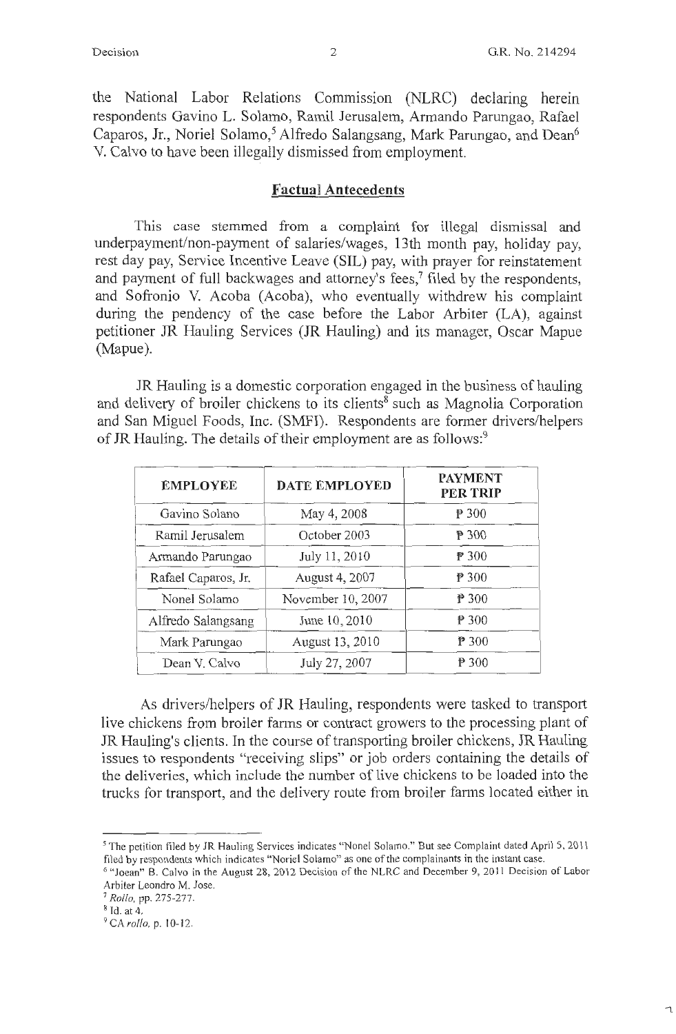the National Labor Relations Commission (NLRC) declaring herein respondents Gavino L. Solamo, Ramil Jerusalem, Armando Parungao, Rafael Caparos, Jr., Noriel Solamo,[5] Alfredo Salangsang, Mark Parungao, and Dean[6] V. Calvo to have been illegally dismissed from employment.

## Factual Antecedents

This case stemmed from a complaint for illegal dismissal and underpayment/non-payment of salaries/wages, 13th month pay, holiday pay, rest day pay, Service Incentive Leave (SIL) pay, with prayer for reinstatement and payment of full backwages and attorney's fees,[7] filed by the respondents, and Sofronio V. Acoba (Acoba), who eventually withdrew his complaint during the pendency of the case before the Labor Arbiter (LA), against petitioner JR Hauling Services (JR Hauling) and its manager, Oscar Mapue (Mapue).

JR Hauling is a domestic corporation engaged in the business of hauling and delivery of broiler chickens to its clients[8] such as Magnolia Corporation and San Miguel Foods, Inc. (SMFI). Respondents are former drivers/helpers of JR Hauling. The details of their employment are as follows:[9]

| EMPLOYEE | DATE EMPLOYED | PAYMENT PER TRIP |
|---|---|---|
| Gavino Solano | May 4, 2008 | ₱ 300 |
| Ramil Jerusalem | October 2003 | ₱ 300 |
| Armando Parungao | July 11, 2010 | ₱ 300 |
| Rafael Caparos, Jr. | August 4, 2007 | ₱ 300 |
| Nonel Solamo | November 10, 2007 | ₱ 300 |
| Alfredo Salangsang | June 10, 2010 | ₱ 300 |
| Mark Parungao | August 13, 2010 | ₱ 300 |
| Dean V. Calvo | July 27, 2007 | ₱ 300 |

As drivers/helpers of JR Hauling, respondents were tasked to transport live chickens from broiler farms or contract growers to the processing plant of JR Hauling's clients. In the course of transporting broiler chickens, JR Hauling issues to respondents "receiving slips" or job orders containing the details of the deliveries, which include the number of live chickens to be loaded into the trucks for transport, and the delivery route from broiler farms located either in

---

[5] The petition filed by JR Hauling Services indicates "Nonel Solamo." But see Complaint dated April 5, 2011 filed by respondents which indicates "Noriel Solamo" as one of the complainants in the instant case.

[6] "Joean" B. Calvo in the August 28, 2012 Decision of the NLRC and December 9, 2011 Decision of Labor Arbiter Leondro M. Jose.

[7] *Rollo*, pp. 275-277.

[8] Id. at 4.

[9] CA *rollo*, p. 10-12.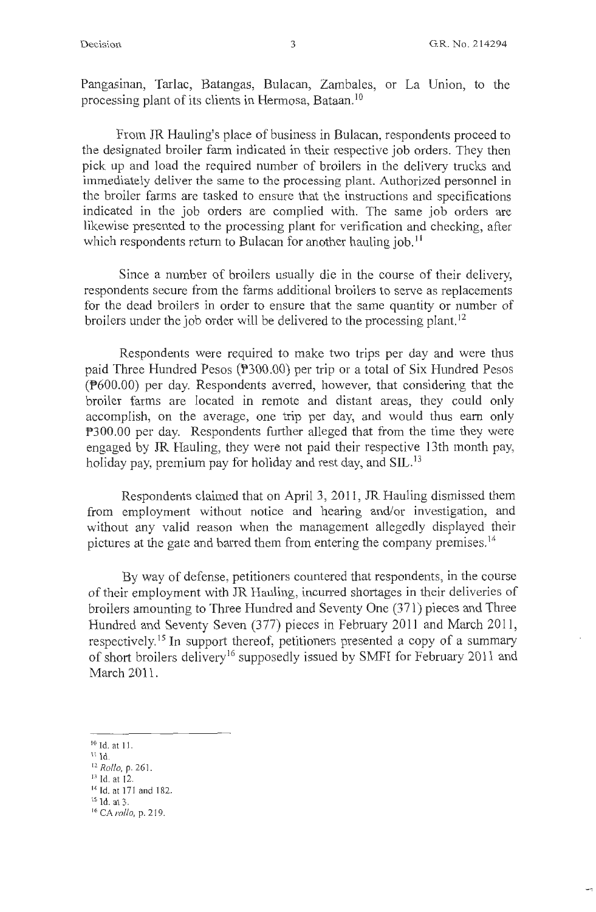Pangasinan, Tarlac, Batangas, Bulacan, Zambales, or La Union, to the processing plant of its clients in Hermosa, Bataan.[10]

From JR Hauling's place of business in Bulacan, respondents proceed to the designated broiler farm indicated in their respective job orders. They then pick up and load the required number of broilers in the delivery trucks and immediately deliver the same to the processing plant. Authorized personnel in the broiler farms are tasked to ensure that the instructions and specifications indicated in the job orders are complied with. The same job orders are likewise presented to the processing plant for verification and checking, after which respondents return to Bulacan for another hauling job.[11]

Since a number of broilers usually die in the course of their delivery, respondents secure from the farms additional broilers to serve as replacements for the dead broilers in order to ensure that the same quantity or number of broilers under the job order will be delivered to the processing plant.[12]

Respondents were required to make two trips per day and were thus paid Three Hundred Pesos (₱300.00) per trip or a total of Six Hundred Pesos (₱600.00) per day. Respondents averred, however, that considering that the broiler farms are located in remote and distant areas, they could only accomplish, on the average, one trip per day, and would thus earn only ₱300.00 per day. Respondents further alleged that from the time they were engaged by JR Hauling, they were not paid their respective 13th month pay, holiday pay, premium pay for holiday and rest day, and SIL.[13]

Respondents claimed that on April 3, 2011, JR Hauling dismissed them from employment without notice and hearing and/or investigation, and without any valid reason when the management allegedly displayed their pictures at the gate and barred them from entering the company premises.[14]

By way of defense, petitioners countered that respondents, in the course of their employment with JR Hauling, incurred shortages in their deliveries of broilers amounting to Three Hundred and Seventy One (371) pieces and Three Hundred and Seventy Seven (377) pieces in February 2011 and March 2011, respectively.[15] In support thereof, petitioners presented a copy of a summary of short broilers delivery[16] supposedly issued by SMFI for February 2011 and March 2011.

---

[10] Id. at 11.

[11] Id.

[12] *Rollo*, p. 261.

[13] Id. at 12.

[14] Id. at 171 and 182.

[15] Id. at 3.

[16] CA *rollo*, p. 219.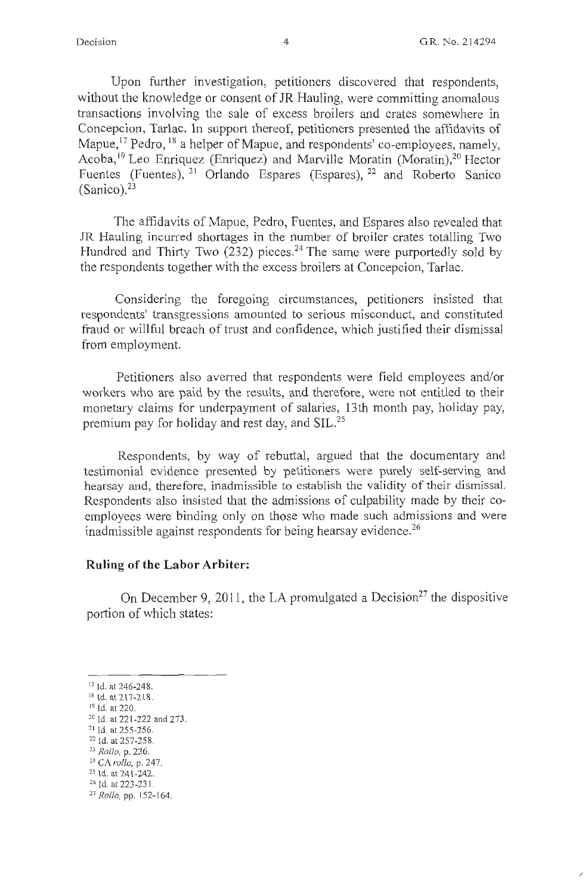Upon further investigation, petitioners discovered that respondents, without the knowledge or consent of JR Hauling, were committing anomalous transactions involving the sale of excess broilers and crates somewhere in Concepcion, Tarlac. In support thereof, petitioners presented the affidavits of Mapue,[17] Pedro,[18] a helper of Mapue, and respondents' co-employees, namely, Acoba,[19] Leo Enriquez (Enriquez) and Marville Moratin (Moratin),[20] Hector Fuentes (Fuentes),[21] Orlando Espares (Espares),[22] and Roberto Sanico (Sanico).[23]

The affidavits of Mapue, Pedro, Fuentes, and Espares also revealed that JR Hauling incurred shortages in the number of broiler crates totalling Two Hundred and Thirty Two (232) pieces.[24] The same were purportedly sold by the respondents together with the excess broilers at Concepcion, Tarlac.

Considering the foregoing circumstances, petitioners insisted that respondents' transgressions amounted to serious misconduct, and constituted fraud or willful breach of trust and confidence, which justified their dismissal from employment.

Petitioners also averred that respondents were field employees and/or workers who are paid by the results, and therefore, were not entitled to their monetary claims for underpayment of salaries, 13th month pay, holiday pay, premium pay for holiday and rest day, and SIL.[25]

Respondents, by way of rebuttal, argued that the documentary and testimonial evidence presented by petitioners were purely self-serving and hearsay and, therefore, inadmissible to establish the validity of their dismissal. Respondents also insisted that the admissions of culpability made by their co-employees were binding only on those who made such admissions and were inadmissible against respondents for being hearsay evidence.[26]

**Ruling of the Labor Arbiter:**

On December 9, 2011, the LA promulgated a Decision[27] the dispositive portion of which states:

---

[17] Id. at 246-248.
[18] Id. at 217-218.
[19] Id. at 220.
[20] Id. at 221-222 and 273.
[21] Id. at 255-256.
[22] Id. at 257-258.
[23] *Rollo*, p. 226.
[24] CA *rollo*, p. 247.
[25] Id. at 241-242.
[26] Id. at 223-231.
[27] *Rollo*, pp. 152-164.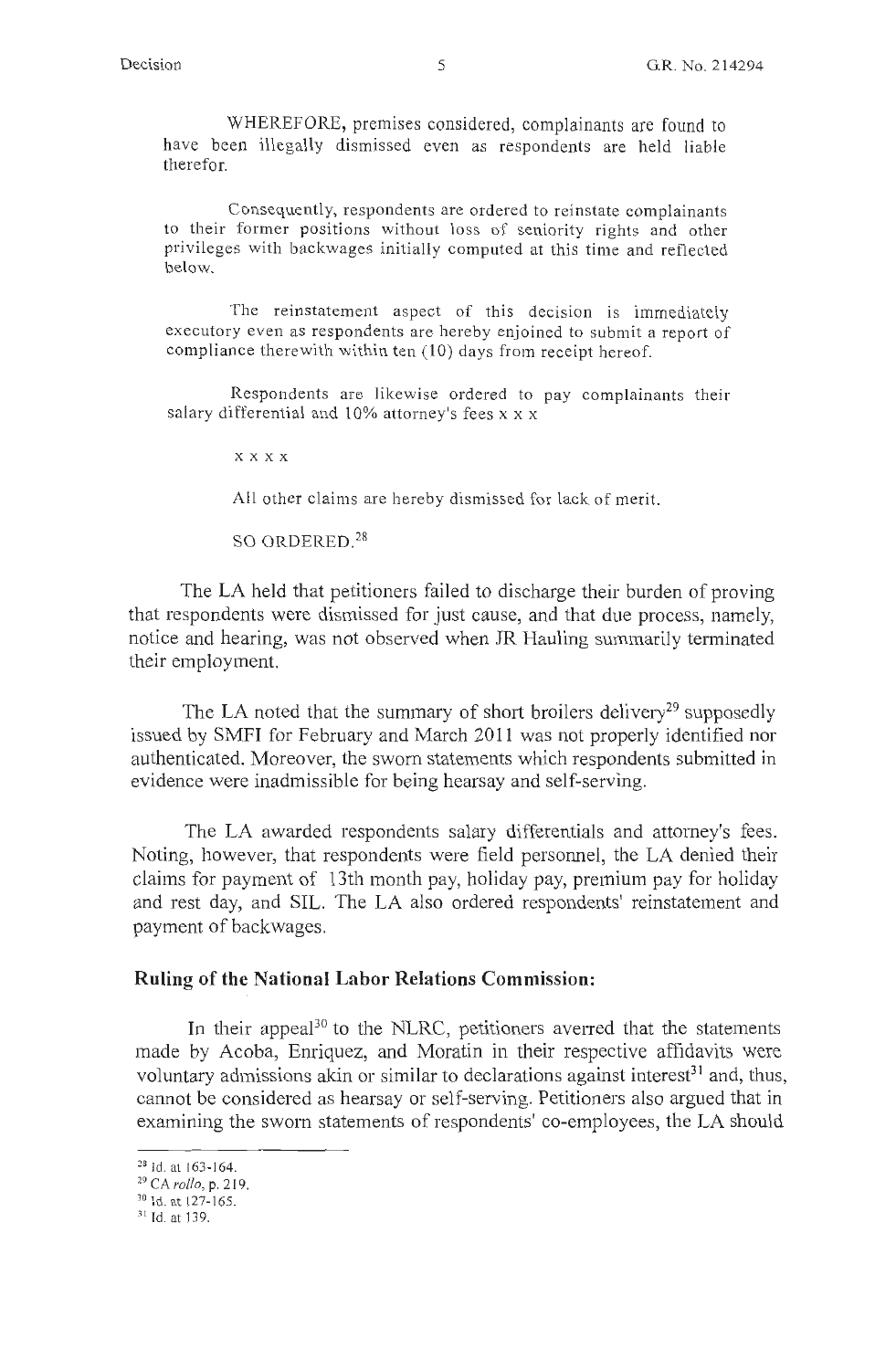WHEREFORE, premises considered, complainants are found to have been illegally dismissed even as respondents are held liable therefor.

Consequently, respondents are ordered to reinstate complainants to their former positions without loss of seniority rights and other privileges with backwages initially computed at this time and reflected below.

The reinstatement aspect of this decision is immediately executory even as respondents are hereby enjoined to submit a report of compliance therewith within ten (10) days from receipt hereof.

Respondents are likewise ordered to pay complainants their salary differential and 10% attorney's fees x x x

x x x x

All other claims are hereby dismissed for lack of merit.

SO ORDERED.[28]

The LA held that petitioners failed to discharge their burden of proving that respondents were dismissed for just cause, and that due process, namely, notice and hearing, was not observed when JR Hauling summarily terminated their employment.

The LA noted that the summary of short broilers delivery[29] supposedly issued by SMFI for February and March 2011 was not properly identified nor authenticated. Moreover, the sworn statements which respondents submitted in evidence were inadmissible for being hearsay and self-serving.

The LA awarded respondents salary differentials and attorney's fees. Noting, however, that respondents were field personnel, the LA denied their claims for payment of 13th month pay, holiday pay, premium pay for holiday and rest day, and SIL. The LA also ordered respondents' reinstatement and payment of backwages.

## Ruling of the National Labor Relations Commission:

In their appeal[30] to the NLRC, petitioners averred that the statements made by Acoba, Enriquez, and Moratin in their respective affidavits were voluntary admissions akin or similar to declarations against interest[31] and, thus, cannot be considered as hearsay or self-serving. Petitioners also argued that in examining the sworn statements of respondents' co-employees, the LA should

---

[28] Id. at 163-164.

[29] CA *rollo*, p. 219.

[30] Id. at 127-165.

[31] Id. at 139.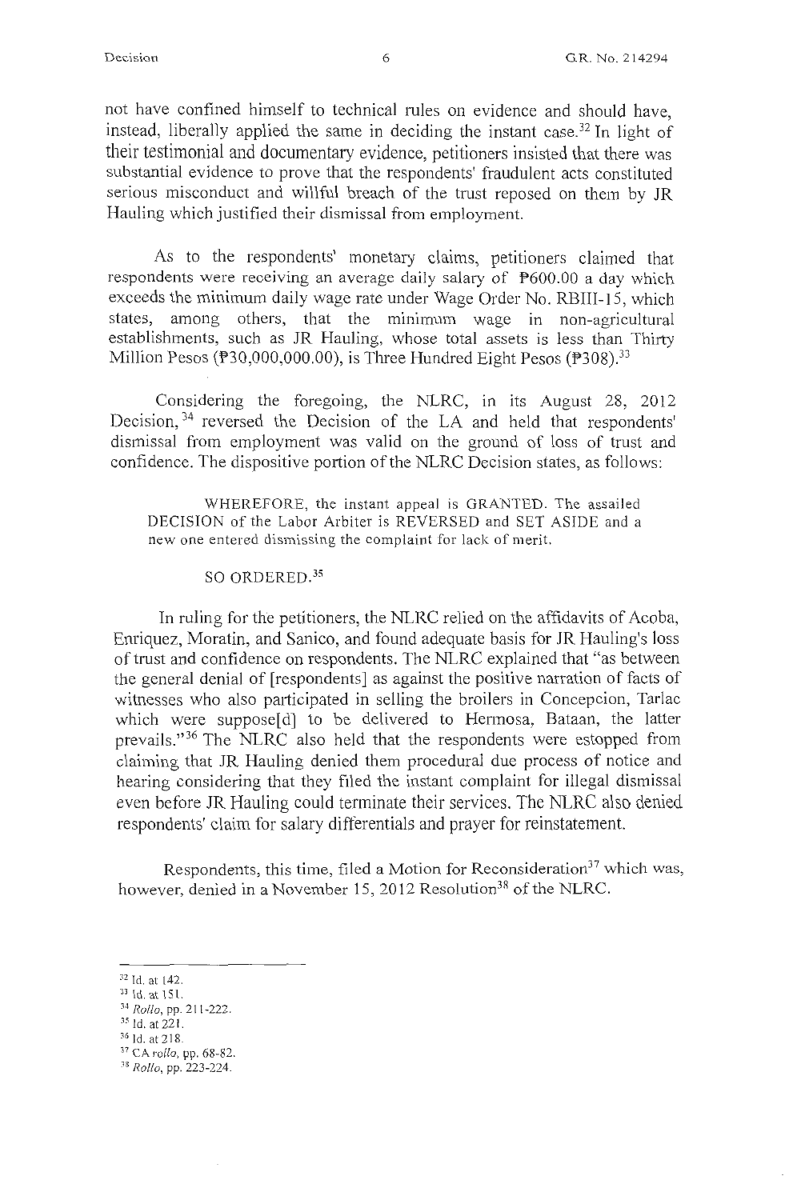not have confined himself to technical rules on evidence and should have, instead, liberally applied the same in deciding the instant case.[32] In light of their testimonial and documentary evidence, petitioners insisted that there was substantial evidence to prove that the respondents' fraudulent acts constituted serious misconduct and willful breach of the trust reposed on them by JR Hauling which justified their dismissal from employment.

As to the respondents' monetary claims, petitioners claimed that respondents were receiving an average daily salary of ₱600.00 a day which exceeds the minimum daily wage rate under Wage Order No. RBIII-15, which states, among others, that the minimum wage in non-agricultural establishments, such as JR Hauling, whose total assets is less than Thirty Million Pesos (₱30,000,000.00), is Three Hundred Eight Pesos (₱308).[33]

Considering the foregoing, the NLRC, in its August 28, 2012 Decision,[34] reversed the Decision of the LA and held that respondents' dismissal from employment was valid on the ground of loss of trust and confidence. The dispositive portion of the NLRC Decision states, as follows:

> WHEREFORE, the instant appeal is GRANTED. The assailed DECISION of the Labor Arbiter is REVERSED and SET ASIDE and a new one entered dismissing the complaint for lack of merit.
>
> SO ORDERED.[35]

In ruling for the petitioners, the NLRC relied on the affidavits of Acoba, Enriquez, Moratin, and Sanico, and found adequate basis for JR Hauling's loss of trust and confidence on respondents. The NLRC explained that "as between the general denial of [respondents] as against the positive narration of facts of witnesses who also participated in selling the broilers in Concepcion, Tarlac which were suppose[d] to be delivered to Hermosa, Bataan, the latter prevails."[36] The NLRC also held that the respondents were estopped from claiming that JR Hauling denied them procedural due process of notice and hearing considering that they filed the instant complaint for illegal dismissal even before JR Hauling could terminate their services. The NLRC also denied respondents' claim for salary differentials and prayer for reinstatement.

Respondents, this time, filed a Motion for Reconsideration[37] which was, however, denied in a November 15, 2012 Resolution[38] of the NLRC.

---

[32] Id. at 142.

[33] Id. at 151.

[34] *Rollo*, pp. 211-222.

[35] Id. at 221.

[36] Id. at 218.

[37] CA *rollo*, pp. 68-82.

[38] *Rollo*, pp. 223-224.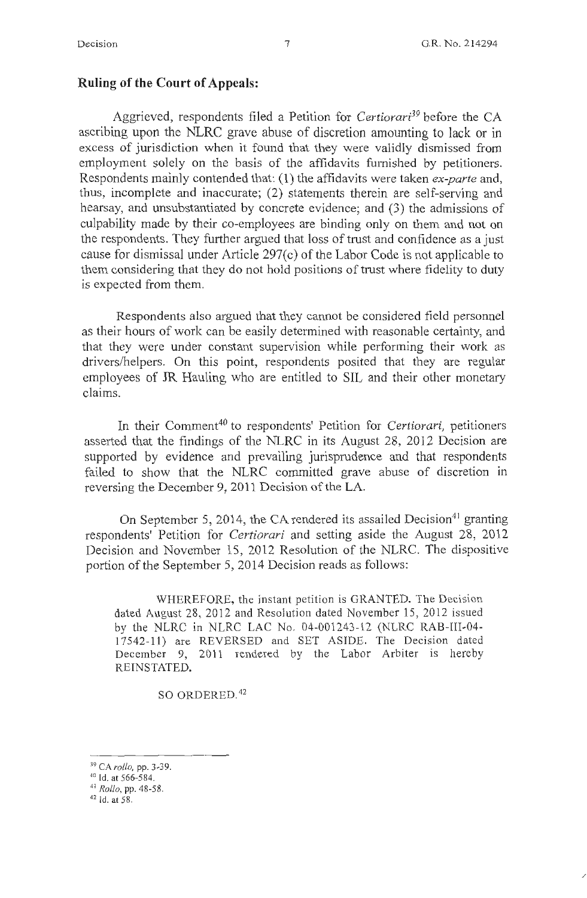## Ruling of the Court of Appeals:

Aggrieved, respondents filed a Petition for *Certiorari*[39] before the CA ascribing upon the NLRC grave abuse of discretion amounting to lack or in excess of jurisdiction when it found that they were validly dismissed from employment solely on the basis of the affidavits furnished by petitioners. Respondents mainly contended that: (1) the affidavits were taken *ex-parte* and, thus, incomplete and inaccurate; (2) statements therein are self-serving and hearsay, and unsubstantiated by concrete evidence; and (3) the admissions of culpability made by their co-employees are binding only on them and not on the respondents. They further argued that loss of trust and confidence as a just cause for dismissal under Article 297(c) of the Labor Code is not applicable to them considering that they do not hold positions of trust where fidelity to duty is expected from them.

Respondents also argued that they cannot be considered field personnel as their hours of work can be easily determined with reasonable certainty, and that they were under constant supervision while performing their work as drivers/helpers. On this point, respondents posited that they are regular employees of JR Hauling who are entitled to SIL and their other monetary claims.

In their Comment[40] to respondents' Petition for *Certiorari*, petitioners asserted that the findings of the NLRC in its August 28, 2012 Decision are supported by evidence and prevailing jurisprudence and that respondents failed to show that the NLRC committed grave abuse of discretion in reversing the December 9, 2011 Decision of the LA.

On September 5, 2014, the CA rendered its assailed Decision[41] granting respondents' Petition for *Certiorari* and setting aside the August 28, 2012 Decision and November 15, 2012 Resolution of the NLRC. The dispositive portion of the September 5, 2014 Decision reads as follows:

> WHEREFORE, the instant petition is GRANTED. The Decision dated August 28, 2012 and Resolution dated November 15, 2012 issued by the NLRC in NLRC LAC No. 04-001243-12 (NLRC RAB-III-04-17542-11) are REVERSED and SET ASIDE. The Decision dated December 9, 2011 rendered by the Labor Arbiter is hereby REINSTATED.
>
> SO ORDERED.[42]

---

[39] CA *rollo*, pp. 3-39.

[40] Id. at 566-584.

[41] *Rollo*, pp. 48-58.

[42] Id. at 58.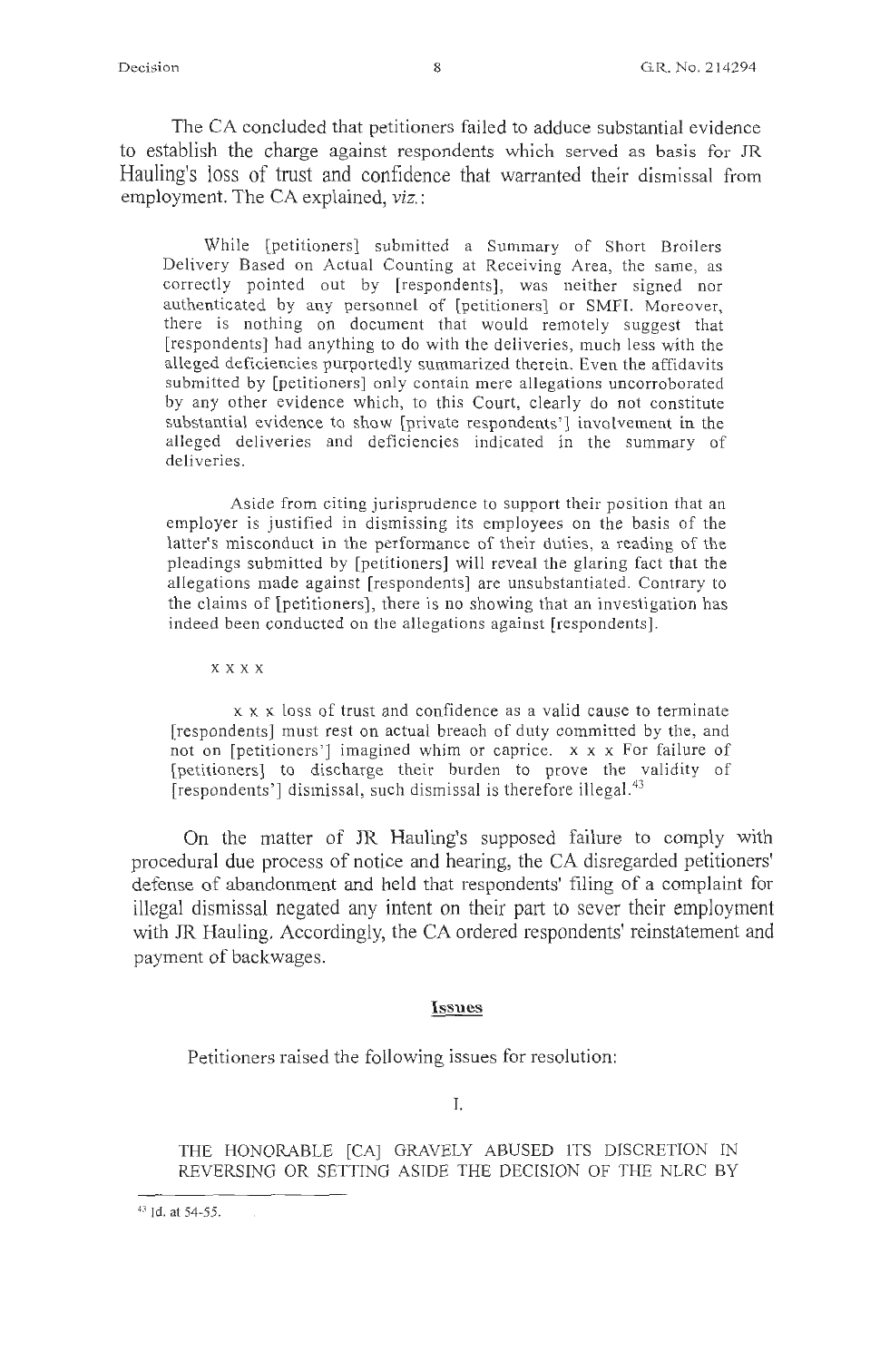The CA concluded that petitioners failed to adduce substantial evidence to establish the charge against respondents which served as basis for JR Hauling's loss of trust and confidence that warranted their dismissal from employment. The CA explained, *viz.*:

> While [petitioners] submitted a Summary of Short Broilers Delivery Based on Actual Counting at Receiving Area, the same, as correctly pointed out by [respondents], was neither signed nor authenticated by any personnel of [petitioners] or SMFI. Moreover, there is nothing on document that would remotely suggest that [respondents] had anything to do with the deliveries, much less with the alleged deficiencies purportedly summarized therein. Even the affidavits submitted by [petitioners] only contain mere allegations uncorroborated by any other evidence which, to this Court, clearly do not constitute substantial evidence to show [private respondents'] involvement in the alleged deliveries and deficiencies indicated in the summary of deliveries.
>
> Aside from citing jurisprudence to support their position that an employer is justified in dismissing its employees on the basis of the latter's misconduct in the performance of their duties, a reading of the pleadings submitted by [petitioners] will reveal the glaring fact that the allegations made against [respondents] are unsubstantiated. Contrary to the claims of [petitioners], there is no showing that an investigation has indeed been conducted on the allegations against [respondents].
>
> x x x x
>
> x x x loss of trust and confidence as a valid cause to terminate [respondents] must rest on actual breach of duty committed by the, and not on [petitioners'] imagined whim or caprice. x x x For failure of [petitioners] to discharge their burden to prove the validity of [respondents'] dismissal, such dismissal is therefore illegal.[43]

On the matter of JR Hauling's supposed failure to comply with procedural due process of notice and hearing, the CA disregarded petitioners' defense of abandonment and held that respondents' filing of a complaint for illegal dismissal negated any intent on their part to sever their employment with JR Hauling. Accordingly, the CA ordered respondents' reinstatement and payment of backwages.

## Issues

Petitioners raised the following issues for resolution:

I.

THE HONORABLE [CA] GRAVELY ABUSED ITS DISCRETION IN REVERSING OR SETTING ASIDE THE DECISION OF THE NLRC BY

---

[43] Id. at 54-55.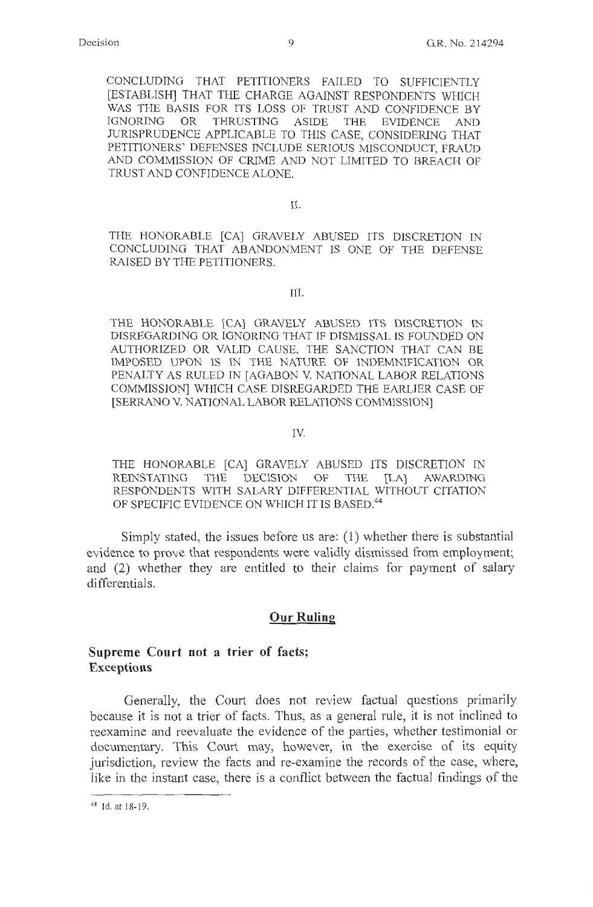CONCLUDING THAT PETITIONERS FAILED TO SUFFICIENTLY [ESTABLISH] THAT THE CHARGE AGAINST RESPONDENTS WHICH WAS THE BASIS FOR ITS LOSS OF TRUST AND CONFIDENCE BY IGNORING OR THRUSTING ASIDE THE EVIDENCE AND JURISPRUDENCE APPLICABLE TO THIS CASE, CONSIDERING THAT PETITIONERS' DEFENSES INCLUDE SERIOUS MISCONDUCT, FRAUD AND COMMISSION OF CRIME AND NOT LIMITED TO BREACH OF TRUST AND CONFIDENCE ALONE.

II.

THE HONORABLE [CA] GRAVELY ABUSED ITS DISCRETION IN CONCLUDING THAT ABANDONMENT IS ONE OF THE DEFENSE RAISED BY THE PETITIONERS.

III.

THE HONORABLE [CA] GRAVELY ABUSED ITS DISCRETION IN DISREGARDING OR IGNORING THAT IF DISMISSAL IS FOUNDED ON AUTHORIZED OR VALID CAUSE, THE SANCTION THAT CAN BE IMPOSED UPON IS IN THE NATURE OF INDEMNIFICATION OR PENALTY AS RULED IN [AGABON V. NATIONAL LABOR RELATIONS COMMISSION] WHICH CASE DISREGARDED THE EARLIER CASE OF [SERRANO V. NATIONAL LABOR RELATIONS COMMISSION]

IV.

THE HONORABLE [CA] GRAVELY ABUSED ITS DISCRETION IN REINSTATING THE DECISION OF THE [LA] AWARDING RESPONDENTS WITH SALARY DIFFERENTIAL WITHOUT CITATION OF SPECIFIC EVIDENCE ON WHICH IT IS BASED.[44]

Simply stated, the issues before us are: (1) whether there is substantial evidence to prove that respondents were validly dismissed from employment; and (2) whether they are entitled to their claims for payment of salary differentials.

## Our Ruling

### Supreme Court not a trier of facts; Exceptions

Generally, the Court does not review factual questions primarily because it is not a trier of facts. Thus, as a general rule, it is not inclined to reexamine and reevaluate the evidence of the parties, whether testimonial or documentary. This Court may, however, in the exercise of its equity jurisdiction, review the facts and re-examine the records of the case, where, like in the instant case, there is a conflict between the factual findings of the

---

[44] Id. at 18-19.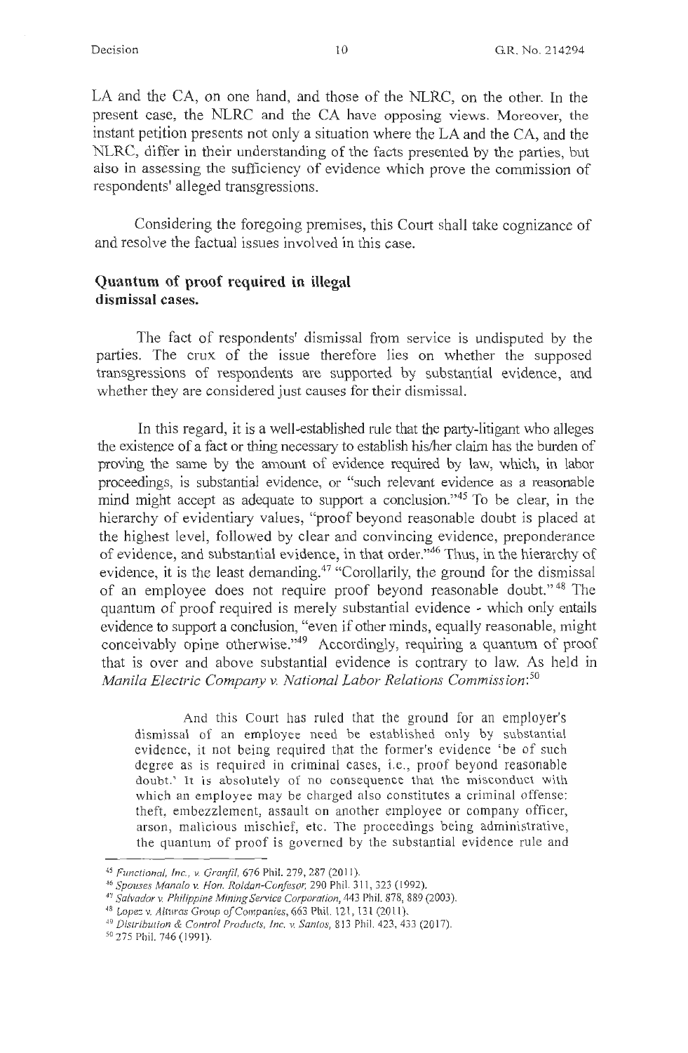LA and the CA, on one hand, and those of the NLRC, on the other. In the present case, the NLRC and the CA have opposing views. Moreover, the instant petition presents not only a situation where the LA and the CA, and the NLRC, differ in their understanding of the facts presented by the parties, but also in assessing the sufficiency of evidence which prove the commission of respondents' alleged transgressions.

Considering the foregoing premises, this Court shall take cognizance of and resolve the factual issues involved in this case.

**Quantum of proof required in illegal dismissal cases.**

The fact of respondents' dismissal from service is undisputed by the parties. The crux of the issue therefore lies on whether the supposed transgressions of respondents are supported by substantial evidence, and whether they are considered just causes for their dismissal.

In this regard, it is a well-established rule that the party-litigant who alleges the existence of a fact or thing necessary to establish his/her claim has the burden of proving the same by the amount of evidence required by law, which, in labor proceedings, is substantial evidence, or "such relevant evidence as a reasonable mind might accept as adequate to support a conclusion."[45] To be clear, in the hierarchy of evidentiary values, "proof beyond reasonable doubt is placed at the highest level, followed by clear and convincing evidence, preponderance of evidence, and substantial evidence, in that order."[46] Thus, in the hierarchy of evidence, it is the least demanding.[47] "Corollarily, the ground for the dismissal of an employee does not require proof beyond reasonable doubt."[48] The quantum of proof required is merely substantial evidence - which only entails evidence to support a conclusion, "even if other minds, equally reasonable, might conceivably opine otherwise."[49] Accordingly, requiring a quantum of proof that is over and above substantial evidence is contrary to law. As held in *Manila Electric Company v. National Labor Relations Commission*:[50]

> And this Court has ruled that the ground for an employer's dismissal of an employee need be established only by substantial evidence, it not being required that the former's evidence 'be of such degree as is required in criminal cases, i.e., proof beyond reasonable doubt.' It is absolutely of no consequence that the misconduct with which an employee may be charged also constitutes a criminal offense: theft, embezzlement, assault on another employee or company officer, arson, malicious mischief, etc. The proceedings being administrative, the quantum of proof is governed by the substantial evidence rule and

---

[45] *Functional, Inc., v. Granfil*, 676 Phil. 279, 287 (2011).

[46] *Spouses Manalo v. Hon. Roldan-Confesor*, 290 Phil. 311, 323 (1992).

[47] *Salvador v. Philippine Mining Service Corporation*, 443 Phil. 878, 889 (2003).

[48] *Lopez v. Alturas Group of Companies*, 663 Phil. 121, 131 (2011).

[49] *Distribution & Control Products, Inc. v. Santos*, 813 Phil. 423, 433 (2017).

[50] 275 Phil. 746 (1991).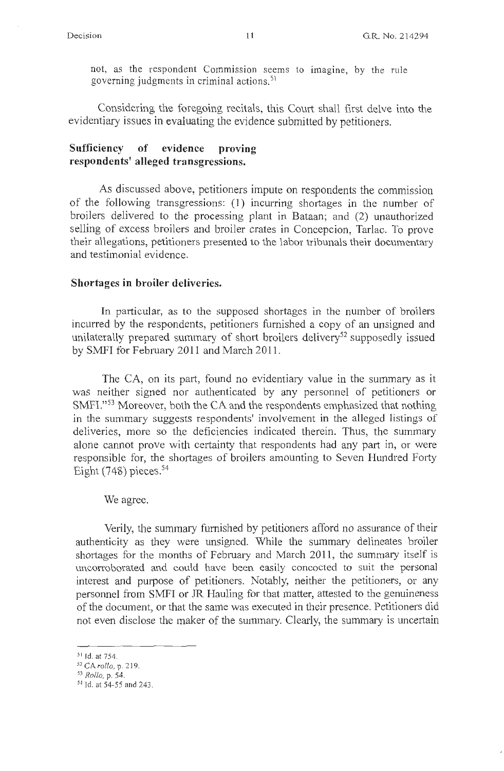not, as the respondent Commission seems to imagine, by the rule governing judgments in criminal actions.[51]

Considering the foregoing recitals, this Court shall first delve into the evidentiary issues in evaluating the evidence submitted by petitioners.

**Sufficiency of evidence proving respondents' alleged transgressions.**

As discussed above, petitioners impute on respondents the commission of the following transgressions: (1) incurring shortages in the number of broilers delivered to the processing plant in Bataan; and (2) unauthorized selling of excess broilers and broiler crates in Concepcion, Tarlac. To prove their allegations, petitioners presented to the labor tribunals their documentary and testimonial evidence.

**Shortages in broiler deliveries.**

In particular, as to the supposed shortages in the number of broilers incurred by the respondents, petitioners furnished a copy of an unsigned and unilaterally prepared summary of short broilers delivery[52] supposedly issued by SMFI for February 2011 and March 2011.

The CA, on its part, found no evidentiary value in the summary as it was neither signed nor authenticated by any personnel of petitioners or SMFI."[53] Moreover, both the CA and the respondents emphasized that nothing in the summary suggests respondents' involvement in the alleged listings of deliveries, more so the deficiencies indicated therein. Thus, the summary alone cannot prove with certainty that respondents had any part in, or were responsible for, the shortages of broilers amounting to Seven Hundred Forty Eight (748) pieces.[54]

We agree.

Verily, the summary furnished by petitioners afford no assurance of their authenticity as they were unsigned. While the summary delineates broiler shortages for the months of February and March 2011, the summary itself is uncorroborated and could have been easily concocted to suit the personal interest and purpose of petitioners. Notably, neither the petitioners, or any personnel from SMFI or JR Hauling for that matter, attested to the genuineness of the document, or that the same was executed in their presence. Petitioners did not even disclose the maker of the summary. Clearly, the summary is uncertain

---

[51] Id. at 754.

[52] CA *rollo*, p. 219.

[53] *Rollo*, p. 54.

[54] Id. at 54-55 and 243.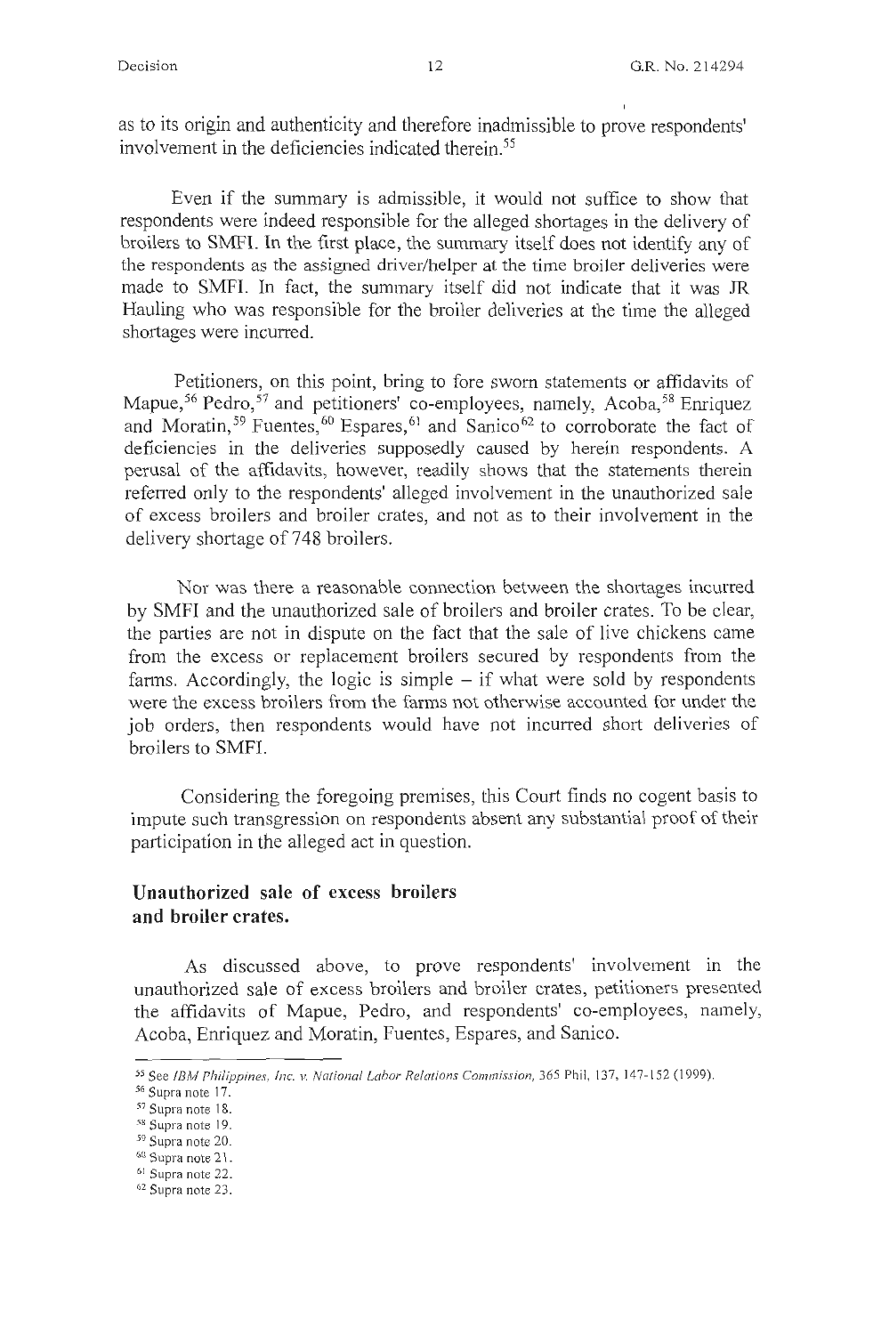as to its origin and authenticity and therefore inadmissible to prove respondents' involvement in the deficiencies indicated therein.[55]

Even if the summary is admissible, it would not suffice to show that respondents were indeed responsible for the alleged shortages in the delivery of broilers to SMFI. In the first place, the summary itself does not identify any of the respondents as the assigned driver/helper at the time broiler deliveries were made to SMFI. In fact, the summary itself did not indicate that it was JR Hauling who was responsible for the broiler deliveries at the time the alleged shortages were incurred.

Petitioners, on this point, bring to fore sworn statements or affidavits of Mapue,[56] Pedro,[57] and petitioners' co-employees, namely, Acoba,[58] Enriquez and Moratin,[59] Fuentes,[60] Espares,[61] and Sanico[62] to corroborate the fact of deficiencies in the deliveries supposedly caused by herein respondents. A perusal of the affidavits, however, readily shows that the statements therein referred only to the respondents' alleged involvement in the unauthorized sale of excess broilers and broiler crates, and not as to their involvement in the delivery shortage of 748 broilers.

Nor was there a reasonable connection between the shortages incurred by SMFI and the unauthorized sale of broilers and broiler crates. To be clear, the parties are not in dispute on the fact that the sale of live chickens came from the excess or replacement broilers secured by respondents from the farms. Accordingly, the logic is simple – if what were sold by respondents were the excess broilers from the farms not otherwise accounted for under the job orders, then respondents would have not incurred short deliveries of broilers to SMFI.

Considering the foregoing premises, this Court finds no cogent basis to impute such transgression on respondents absent any substantial proof of their participation in the alleged act in question.

**Unauthorized sale of excess broilers and broiler crates.**

As discussed above, to prove respondents' involvement in the unauthorized sale of excess broilers and broiler crates, petitioners presented the affidavits of Mapue, Pedro, and respondents' co-employees, namely, Acoba, Enriquez and Moratin, Fuentes, Espares, and Sanico.

---

[55] See *IBM Philippines, Inc. v. National Labor Relations Commission*, 365 Phil. 137, 147-152 (1999).
[56] Supra note 17.
[57] Supra note 18.
[58] Supra note 19.
[59] Supra note 20.
[60] Supra note 21.
[61] Supra note 22.
[62] Supra note 23.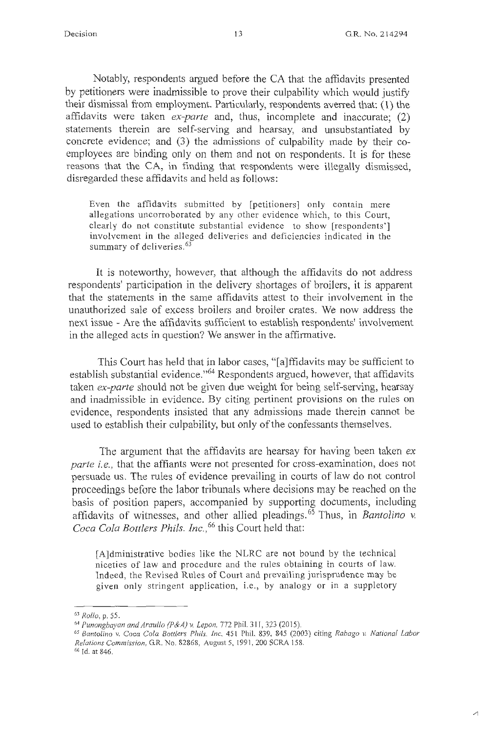Notably, respondents argued before the CA that the affidavits presented by petitioners were inadmissible to prove their culpability which would justify their dismissal from employment. Particularly, respondents averred that: (1) the affidavits were taken *ex-parte* and, thus, incomplete and inaccurate; (2) statements therein are self-serving and hearsay, and unsubstantiated by concrete evidence; and (3) the admissions of culpability made by their co-employees are binding only on them and not on respondents. It is for these reasons that the CA, in finding that respondents were illegally dismissed, disregarded these affidavits and held as follows:

> Even the affidavits submitted by [petitioners] only contain mere allegations uncorroborated by any other evidence which, to this Court, clearly do not constitute substantial evidence to show [respondents'] involvement in the alleged deliveries and deficiencies indicated in the summary of deliveries.[63]

It is noteworthy, however, that although the affidavits do not address respondents' participation in the delivery shortages of broilers, it is apparent that the statements in the same affidavits attest to their involvement in the unauthorized sale of excess broilers and broiler crates. We now address the next issue - Are the affidavits sufficient to establish respondents' involvement in the alleged acts in question? We answer in the affirmative.

This Court has held that in labor cases, "[a]ffidavits may be sufficient to establish substantial evidence."[64] Respondents argued, however, that affidavits taken *ex-parte* should not be given due weight for being self-serving, hearsay and inadmissible in evidence. By citing pertinent provisions on the rules on evidence, respondents insisted that any admissions made therein cannot be used to establish their culpability, but only of the confessants themselves.

The argument that the affidavits are hearsay for having been taken *ex parte i.e.*, that the affiants were not presented for cross-examination, does not persuade us. The rules of evidence prevailing in courts of law do not control proceedings before the labor tribunals where decisions may be reached on the basis of position papers, accompanied by supporting documents, including affidavits of witnesses, and other allied pleadings.[65] Thus, in *Bantolino v. Coca Cola Bottlers Phils. Inc.*,[66] this Court held that:

> [A]dministrative bodies like the NLRC are not bound by the technical niceties of law and procedure and the rules obtaining in courts of law. Indeed, the Revised Rules of Court and prevailing jurisprudence may be given only stringent application, i.e., by analogy or in a suppletory

---

[63] *Rollo*, p. 55.

[64] *Punongbayan and Araullo (P&A) v. Lepon*, 772 Phil. 311, 323 (2015).

[65] *Bantolino v. Coca Cola Bottlers Phils. Inc.* 451 Phil. 839, 845 (2003) citing *Rabago v. National Labor Relations Commission*, G.R. No. 82868, August 5, 1991, 200 SCRA 158.

[66] Id. at 846.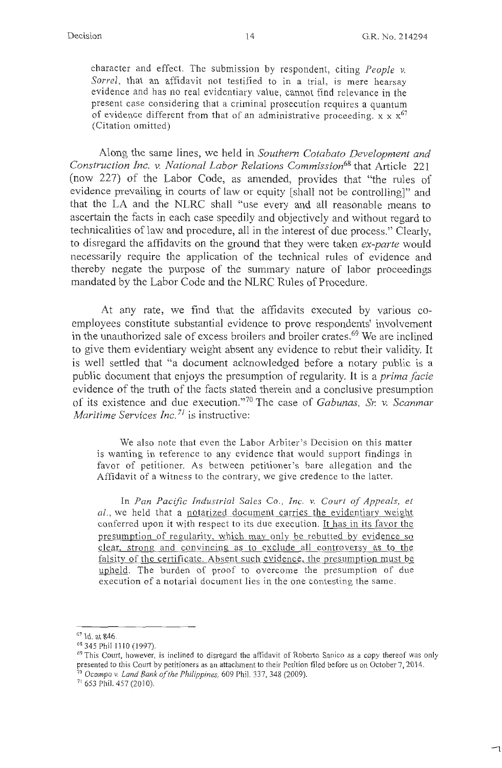character and effect. The submission by respondent, citing *People v. Sorrel*, that an affidavit not testified to in a trial, is mere hearsay evidence and has no real evidentiary value, cannot find relevance in the present case considering that a criminal prosecution requires a quantum of evidence different from that of an administrative proceeding. x x x[67] (Citation omitted)

Along the same lines, we held in *Southern Cotabato Development and Construction Inc. v. National Labor Relations Commission*[68] that Article 221 (now 227) of the Labor Code, as amended, provides that "the rules of evidence prevailing in courts of law or equity [shall not be controlling]" and that the LA and the NLRC shall "use every and all reasonable means to ascertain the facts in each case speedily and objectively and without regard to technicalities of law and procedure, all in the interest of due process." Clearly, to disregard the affidavits on the ground that they were taken *ex-parte* would necessarily require the application of the technical rules of evidence and thereby negate the purpose of the summary nature of labor proceedings mandated by the Labor Code and the NLRC Rules of Procedure.

At any rate, we find that the affidavits executed by various co-employees constitute substantial evidence to prove respondents' involvement in the unauthorized sale of excess broilers and broiler crates.[69] We are inclined to give them evidentiary weight absent any evidence to rebut their validity. It is well settled that "a document acknowledged before a notary public is a public document that enjoys the presumption of regularity. It is a *prima facie* evidence of the truth of the facts stated therein and a conclusive presumption of its existence and due execution."[70] The case of *Gabunas, Sr. v. Scanmar Maritime Services Inc.*[71] is instructive:

> We also note that even the Labor Arbiter's Decision on this matter is wanting in reference to any evidence that would support findings in favor of petitioner. As between petitioner's bare allegation and the Affidavit of a witness to the contrary, we give credence to the latter.
>
> In *Pan Pacific Industrial Sales Co., Inc. v. Court of Appeals, et al.*, we held that a <u>notarized document carries the evidentiary weight</u> conferred upon it with respect to its due execution. <u>It has in its favor the presumption of regularity, which may only be rebutted by evidence so clear, strong and convincing as to exclude all controversy as to the falsity of the certificate. Absent such evidence, the presumption must be upheld.</u> The burden of proof to overcome the presumption of due execution of a notarial document lies in the one contesting the same.

---

[67] Id. at 846.

[68] 345 Phil 1110 (1997).

[69] This Court, however, is inclined to disregard the affidavit of Roberto Sanico as a copy thereof was only presented to this Court by petitioners as an attachment to their Petition filed before us on October 7, 2014.

[70] *Ocampo v. Land Bank of the Philippines*, 609 Phil. 337, 348 (2009).

[71] 653 Phil. 457 (2010).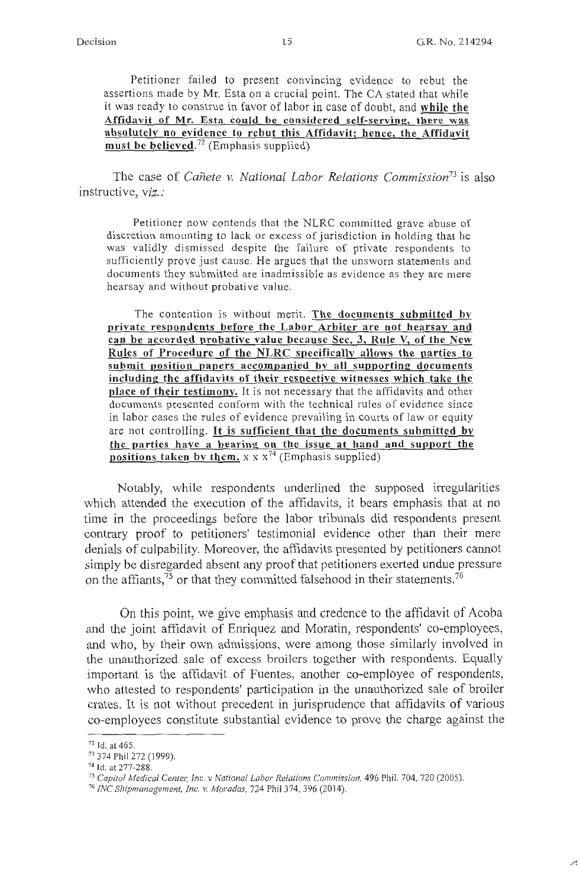Petitioner failed to present convincing evidence to rebut the assertions made by Mr. Esta on a crucial point. The CA stated that while it was ready to construe in favor of labor in case of doubt, and **while the Affidavit of Mr. Esta could be considered self-serving, there was absolutely no evidence to rebut this Affidavit; hence, the Affidavit must be believed.**[72] (Emphasis supplied)

The case of *Cañete v. National Labor Relations Commission*[73] is also instructive, *viz.*:

> Petitioner now contends that the NLRC committed grave abuse of discretion amounting to lack or excess of jurisdiction in holding that he was validly dismissed despite the failure of private respondents to sufficiently prove just cause. He argues that the unsworn statements and documents they submitted are inadmissible as evidence as they are mere hearsay and without probative value.
>
> The contention is without merit. **The documents submitted by private respondents before the Labor Arbiter are not hearsay and can be accorded probative value because Sec. 3, Rule V, of the New Rules of Procedure of the NLRC specifically allows the parties to submit position papers accompanied by all supporting documents including the affidavits of their respective witnesses which take the place of their testimony.** It is not necessary that the affidavits and other documents presented conform with the technical rules of evidence since in labor cases the rules of evidence prevailing in courts of law or equity are not controlling. **It is sufficient that the documents submitted by the parties have a bearing on the issue at hand and support the positions taken by them.** x x x[74] (Emphasis supplied)

Notably, while respondents underlined the supposed irregularities which attended the execution of the affidavits, it bears emphasis that at no time in the proceedings before the labor tribunals did respondents present contrary proof to petitioners' testimonial evidence other than their mere denials of culpability. Moreover, the affidavits presented by petitioners cannot simply be disregarded absent any proof that petitioners exerted undue pressure on the affiants,[75] or that they committed falsehood in their statements.[76]

On this point, we give emphasis and credence to the affidavit of Acoba and the joint affidavit of Enriquez and Moratin, respondents' co-employees, and who, by their own admissions, were among those similarly involved in the unauthorized sale of excess broilers together with respondents. Equally important is the affidavit of Fuentes, another co-employee of respondents, who attested to respondents' participation in the unauthorized sale of broiler crates. It is not without precedent in jurisprudence that affidavits of various co-employees constitute substantial evidence to prove the charge against the

---

[72] Id. at 465.

[73] 374 Phil 272 (1999).

[74] Id. at 277-288.

[75] *Capitol Medical Center, Inc. v National Labor Relations Commission*, 496 Phil. 704, 720 (2005).

[76] *INC Shipmanagement, Inc. v. Moradas*, 724 Phil 374, 396 (2014).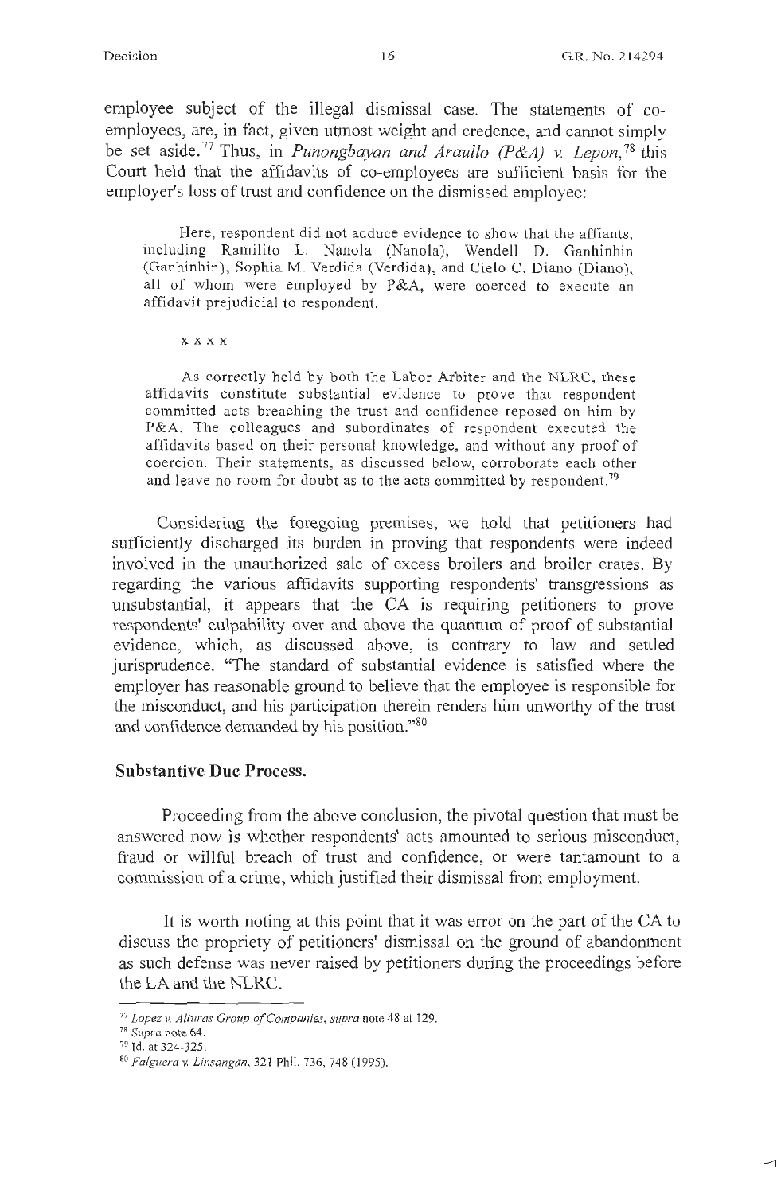employee subject of the illegal dismissal case. The statements of co-employees, are, in fact, given utmost weight and credence, and cannot simply be set aside.[77] Thus, in *Punongbayan and Araullo (P&A) v. Lepon*,[78] this Court held that the affidavits of co-employees are sufficient basis for the employer's loss of trust and confidence on the dismissed employee:

> Here, respondent did not adduce evidence to show that the affiants, including Ramilito L. Nanola (Nanola), Wendell D. Ganhinhin (Ganhinhin), Sophia M. Verdida (Verdida), and Cielo C. Diano (Diano), all of whom were employed by P&A, were coerced to execute an affidavit prejudicial to respondent.
>
> x x x x
>
> As correctly held by both the Labor Arbiter and the NLRC, these affidavits constitute substantial evidence to prove that respondent committed acts breaching the trust and confidence reposed on him by P&A. The colleagues and subordinates of respondent executed the affidavits based on their personal knowledge, and without any proof of coercion. Their statements, as discussed below, corroborate each other and leave no room for doubt as to the acts committed by respondent.[79]

Considering the foregoing premises, we hold that petitioners had sufficiently discharged its burden in proving that respondents were indeed involved in the unauthorized sale of excess broilers and broiler crates. By regarding the various affidavits supporting respondents' transgressions as unsubstantial, it appears that the CA is requiring petitioners to prove respondents' culpability over and above the quantum of proof of substantial evidence, which, as discussed above, is contrary to law and settled jurisprudence. "The standard of substantial evidence is satisfied where the employer has reasonable ground to believe that the employee is responsible for the misconduct, and his participation therein renders him unworthy of the trust and confidence demanded by his position."[80]

**Substantive Due Process.**

Proceeding from the above conclusion, the pivotal question that must be answered now is whether respondents' acts amounted to serious misconduct, fraud or willful breach of trust and confidence, or were tantamount to a commission of a crime, which justified their dismissal from employment.

It is worth noting at this point that it was error on the part of the CA to discuss the propriety of petitioners' dismissal on the ground of abandonment as such defense was never raised by petitioners during the proceedings before the LA and the NLRC.

---

[77] *Lopez v. Alturas Group of Companies*, *supra* note 48 at 129.

[78] *Supra* note 64.

[79] Id. at 324-325.

[80] *Falguera v. Linsangan*, 321 Phil. 736, 748 (1995).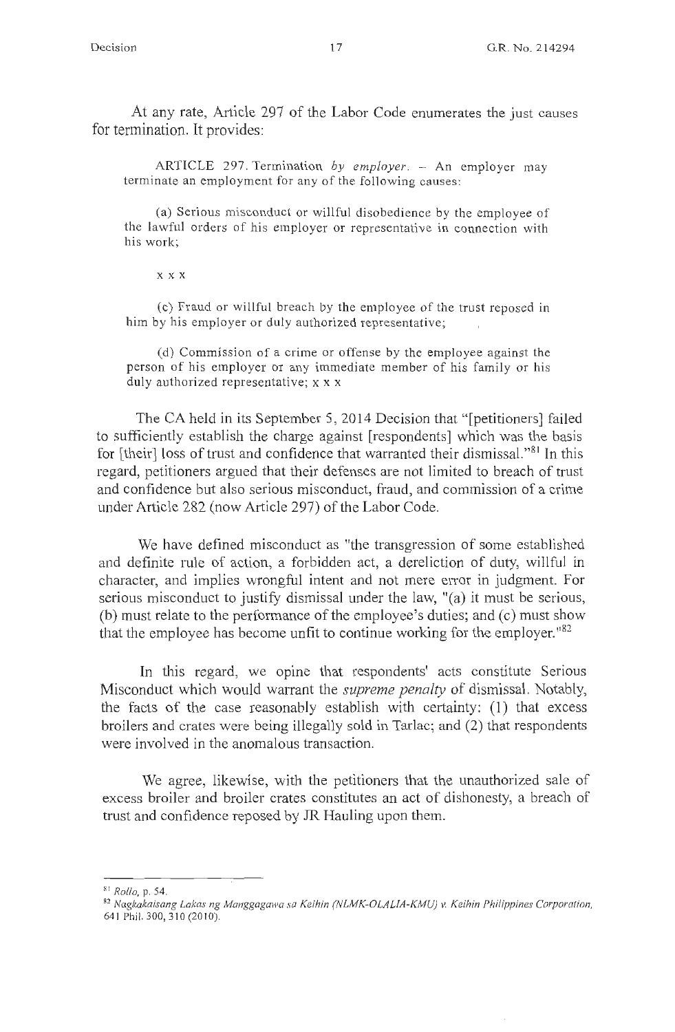At any rate, Article 297 of the Labor Code enumerates the just causes for termination. It provides:

> ARTICLE 297. Termination *by employer*. – An employer may terminate an employment for any of the following causes:
>
> (a) Serious misconduct or willful disobedience by the employee of the lawful orders of his employer or representative in connection with his work;
>
> x x x
>
> (c) Fraud or willful breach by the employee of the trust reposed in him by his employer or duly authorized representative;
>
> (d) Commission of a crime or offense by the employee against the person of his employer or any immediate member of his family or his duly authorized representative; x x x

The CA held in its September 5, 2014 Decision that "[petitioners] failed to sufficiently establish the charge against [respondents] which was the basis for [their] loss of trust and confidence that warranted their dismissal."[81] In this regard, petitioners argued that their defenses are not limited to breach of trust and confidence but also serious misconduct, fraud, and commission of a crime under Article 282 (now Article 297) of the Labor Code.

We have defined misconduct as "the transgression of some established and definite rule of action, a forbidden act, a dereliction of duty, willful in character, and implies wrongful intent and not mere error in judgment. For serious misconduct to justify dismissal under the law, "(a) it must be serious, (b) must relate to the performance of the employee's duties; and (c) must show that the employee has become unfit to continue working for the employer."[82]

In this regard, we opine that respondents' acts constitute Serious Misconduct which would warrant the *supreme penalty* of dismissal. Notably, the facts of the case reasonably establish with certainty: (1) that excess broilers and crates were being illegally sold in Tarlac; and (2) that respondents were involved in the anomalous transaction.

We agree, likewise, with the petitioners that the unauthorized sale of excess broiler and broiler crates constitutes an act of dishonesty, a breach of trust and confidence reposed by JR Hauling upon them.

---

[81] *Rollo*, p. 54.

[82] *Nagkakaisang Lakas ng Manggagawa sa Keihin (NLMK-OLALIA-KMU) v. Keihin Philippines Corporation*, 641 Phil. 300, 310 (2010).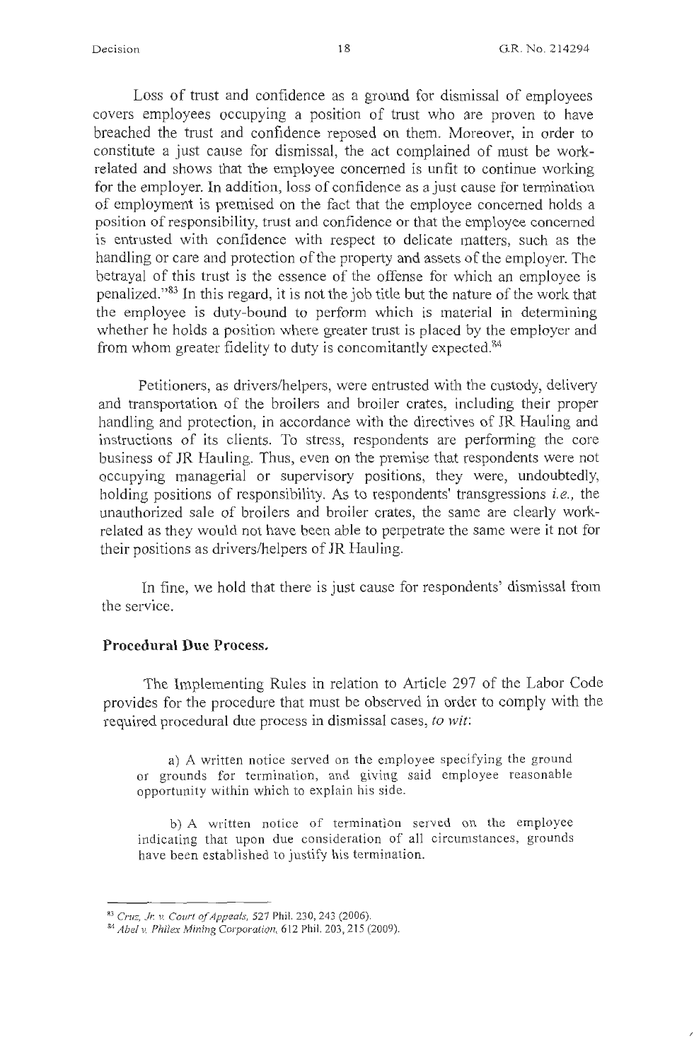Loss of trust and confidence as a ground for dismissal of employees covers employees occupying a position of trust who are proven to have breached the trust and confidence reposed on them. Moreover, in order to constitute a just cause for dismissal, the act complained of must be work-related and shows that the employee concerned is unfit to continue working for the employer. In addition, loss of confidence as a just cause for termination of employment is premised on the fact that the employee concerned holds a position of responsibility, trust and confidence or that the employee concerned is entrusted with confidence with respect to delicate matters, such as the handling or care and protection of the property and assets of the employer. The betrayal of this trust is the essence of the offense for which an employee is penalized."[83] In this regard, it is not the job title but the nature of the work that the employee is duty-bound to perform which is material in determining whether he holds a position where greater trust is placed by the employer and from whom greater fidelity to duty is concomitantly expected.[84]

Petitioners, as drivers/helpers, were entrusted with the custody, delivery and transportation of the broilers and broiler crates, including their proper handling and protection, in accordance with the directives of JR Hauling and instructions of its clients. To stress, respondents are performing the core business of JR Hauling. Thus, even on the premise that respondents were not occupying managerial or supervisory positions, they were, undoubtedly, holding positions of responsibility. As to respondents' transgressions *i.e.,* the unauthorized sale of broilers and broiler crates, the same are clearly work-related as they would not have been able to perpetrate the same were it not for their positions as drivers/helpers of JR Hauling.

In fine, we hold that there is just cause for respondents' dismissal from the service.

**Procedural Due Process.**

The Implementing Rules in relation to Article 297 of the Labor Code provides for the procedure that must be observed in order to comply with the required procedural due process in dismissal cases, *to wit*:

> a) A written notice served on the employee specifying the ground or grounds for termination, and giving said employee reasonable opportunity within which to explain his side.
>
> b) A written notice of termination served on the employee indicating that upon due consideration of all circumstances, grounds have been established to justify his termination.

---

[83] *Cruz, Jr. v. Court of Appeals*, 527 Phil. 230, 243 (2006).

[84] *Abel v. Philex Mining Corporation*, 612 Phil. 203, 215 (2009).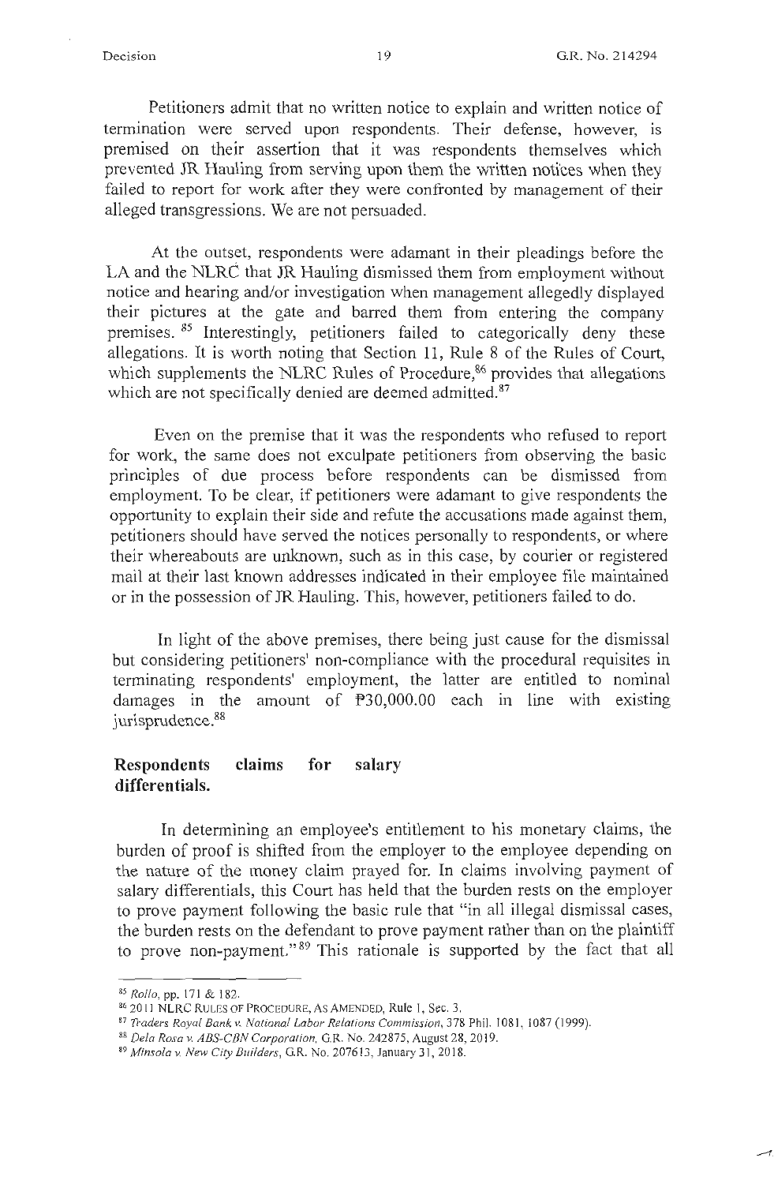Petitioners admit that no written notice to explain and written notice of termination were served upon respondents. Their defense, however, is premised on their assertion that it was respondents themselves which prevented JR Hauling from serving upon them the written notices when they failed to report for work after they were confronted by management of their alleged transgressions. We are not persuaded.

At the outset, respondents were adamant in their pleadings before the LA and the NLRC that JR Hauling dismissed them from employment without notice and hearing and/or investigation when management allegedly displayed their pictures at the gate and barred them from entering the company premises.[85] Interestingly, petitioners failed to categorically deny these allegations. It is worth noting that Section 11, Rule 8 of the Rules of Court, which supplements the NLRC Rules of Procedure,[86] provides that allegations which are not specifically denied are deemed admitted.[87]

Even on the premise that it was the respondents who refused to report for work, the same does not exculpate petitioners from observing the basic principles of due process before respondents can be dismissed from employment. To be clear, if petitioners were adamant to give respondents the opportunity to explain their side and refute the accusations made against them, petitioners should have served the notices personally to respondents, or where their whereabouts are unknown, such as in this case, by courier or registered mail at their last known addresses indicated in their employee file maintained or in the possession of JR Hauling. This, however, petitioners failed to do.

In light of the above premises, there being just cause for the dismissal but considering petitioners' non-compliance with the procedural requisites in terminating respondents' employment, the latter are entitled to nominal damages in the amount of ₱30,000.00 each in line with existing jurisprudence.[88]

**Respondents claims for salary differentials.**

In determining an employee's entitlement to his monetary claims, the burden of proof is shifted from the employer to the employee depending on the nature of the money claim prayed for. In claims involving payment of salary differentials, this Court has held that the burden rests on the employer to prove payment following the basic rule that "in all illegal dismissal cases, the burden rests on the defendant to prove payment rather than on the plaintiff to prove non-payment."[89] This rationale is supported by the fact that all

---

[85] *Rollo*, pp. 171 & 182.

[86] 2011 NLRC RULES OF PROCEDURE, AS AMENDED, Rule 1, Sec. 3.

[87] *Traders Royal Bank v. National Labor Relations Commission*, 378 Phil. 1081, 1087 (1999).

[88] *Dela Rosa v. ABS-CBN Corporation*, G.R. No. 242875, August 28, 2019.

[89] *Minsola v. New City Builders*, G.R. No. 207613, January 31, 2018.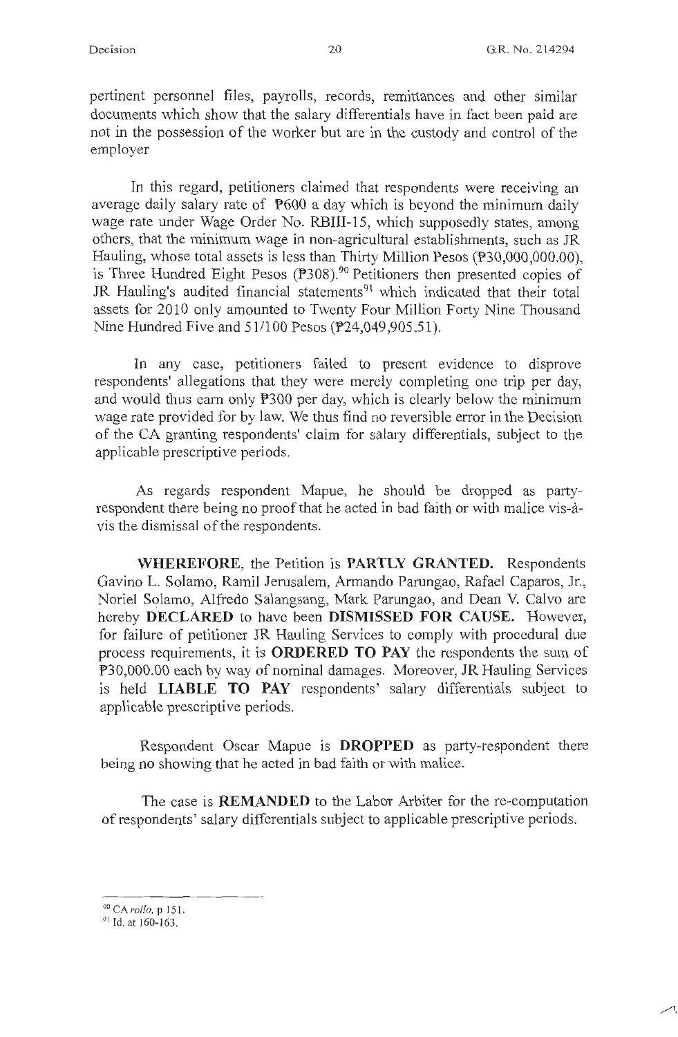pertinent personnel files, payrolls, records, remittances and other similar documents which show that the salary differentials have in fact been paid are not in the possession of the worker but are in the custody and control of the employer

In this regard, petitioners claimed that respondents were receiving an average daily salary rate of ₱600 a day which is beyond the minimum daily wage rate under Wage Order No. RBIII-15, which supposedly states, among others, that the minimum wage in non-agricultural establishments, such as JR Hauling, whose total assets is less than Thirty Million Pesos (₱30,000,000.00), is Three Hundred Eight Pesos (₱308).[90] Petitioners then presented copies of JR Hauling's audited financial statements[91] which indicated that their total assets for 2010 only amounted to Twenty Four Million Forty Nine Thousand Nine Hundred Five and 51/100 Pesos (₱24,049,905.51).

In any case, petitioners failed to present evidence to disprove respondents' allegations that they were merely completing one trip per day, and would thus earn only ₱300 per day, which is clearly below the minimum wage rate provided for by law. We thus find no reversible error in the Decision of the CA granting respondents' claim for salary differentials, subject to the applicable prescriptive periods.

As regards respondent Mapue, he should be dropped as party-respondent there being no proof that he acted in bad faith or with malice vis-à-vis the dismissal of the respondents.

**WHEREFORE**, the Petition is **PARTLY GRANTED.** Respondents Gavino L. Solamo, Ramil Jerusalem, Armando Parungao, Rafael Caparos, Jr., Noriel Solamo, Alfredo Salangsang, Mark Parungao, and Dean V. Calvo are hereby **DECLARED** to have been **DISMISSED FOR CAUSE.** However, for failure of petitioner JR Hauling Services to comply with procedural due process requirements, it is **ORDERED TO PAY** the respondents the sum of ₱30,000.00 each by way of nominal damages. Moreover, JR Hauling Services is held **LIABLE TO PAY** respondents' salary differentials subject to applicable prescriptive periods.

Respondent Oscar Mapue is **DROPPED** as party-respondent there being no showing that he acted in bad faith or with malice.

The case is **REMANDED** to the Labor Arbiter for the re-computation of respondents' salary differentials subject to applicable prescriptive periods.

---

[90] CA *rollo*, p 151.

[91] Id. at 160-163.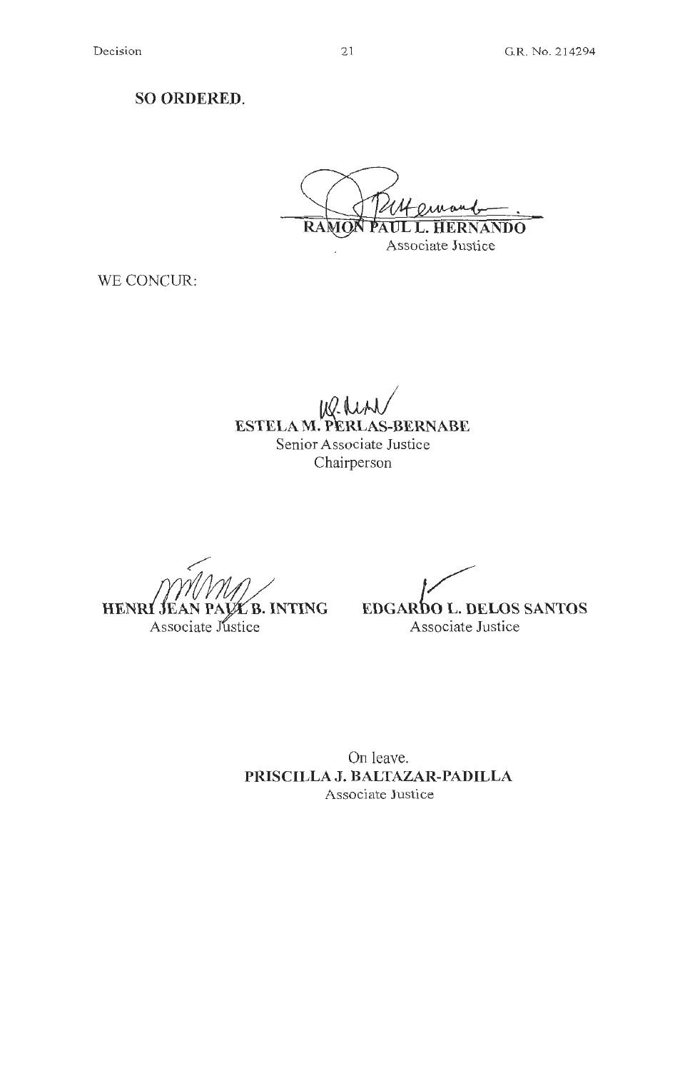**SO ORDERED.**

**RAMON PAUL L. HERNANDO**
Associate Justice

WE CONCUR:

**ESTELA M. PERLAS-BERNABE**
Senior Associate Justice
Chairperson

**HENRI JEAN PAUL B. INTING**
Associate Justice

**EDGARDO L. DELOS SANTOS**
Associate Justice

On leave.
**PRISCILLA J. BALTAZAR-PADILLA**
Associate Justice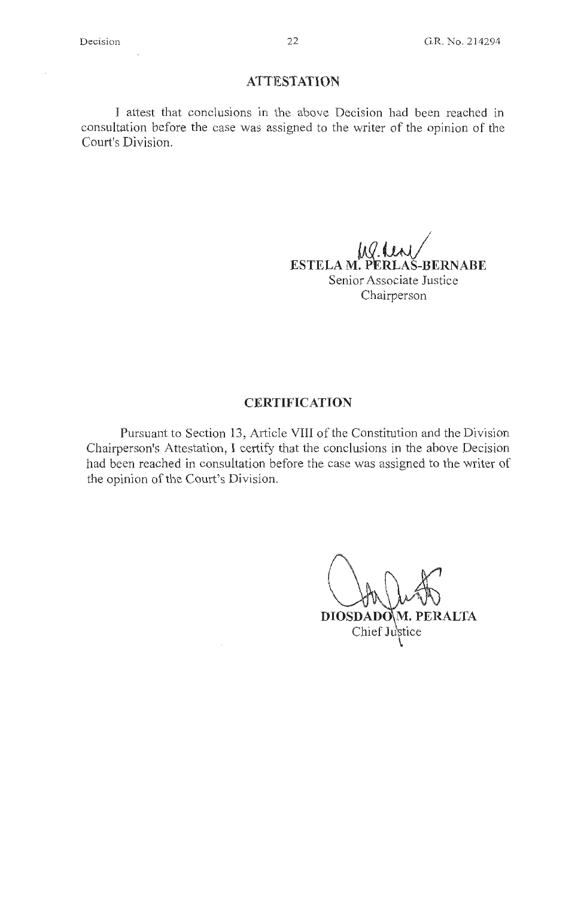## ATTESTATION

I attest that conclusions in the above Decision had been reached in consultation before the case was assigned to the writer of the opinion of the Court's Division.

**ESTELA M. PERLAS-BERNABE**
Senior Associate Justice
Chairperson

## CERTIFICATION

Pursuant to Section 13, Article VIII of the Constitution and the Division Chairperson's Attestation, I certify that the conclusions in the above Decision had been reached in consultation before the case was assigned to the writer of the opinion of the Court's Division.

**DIOSDADO M. PERALTA**
Chief Justice